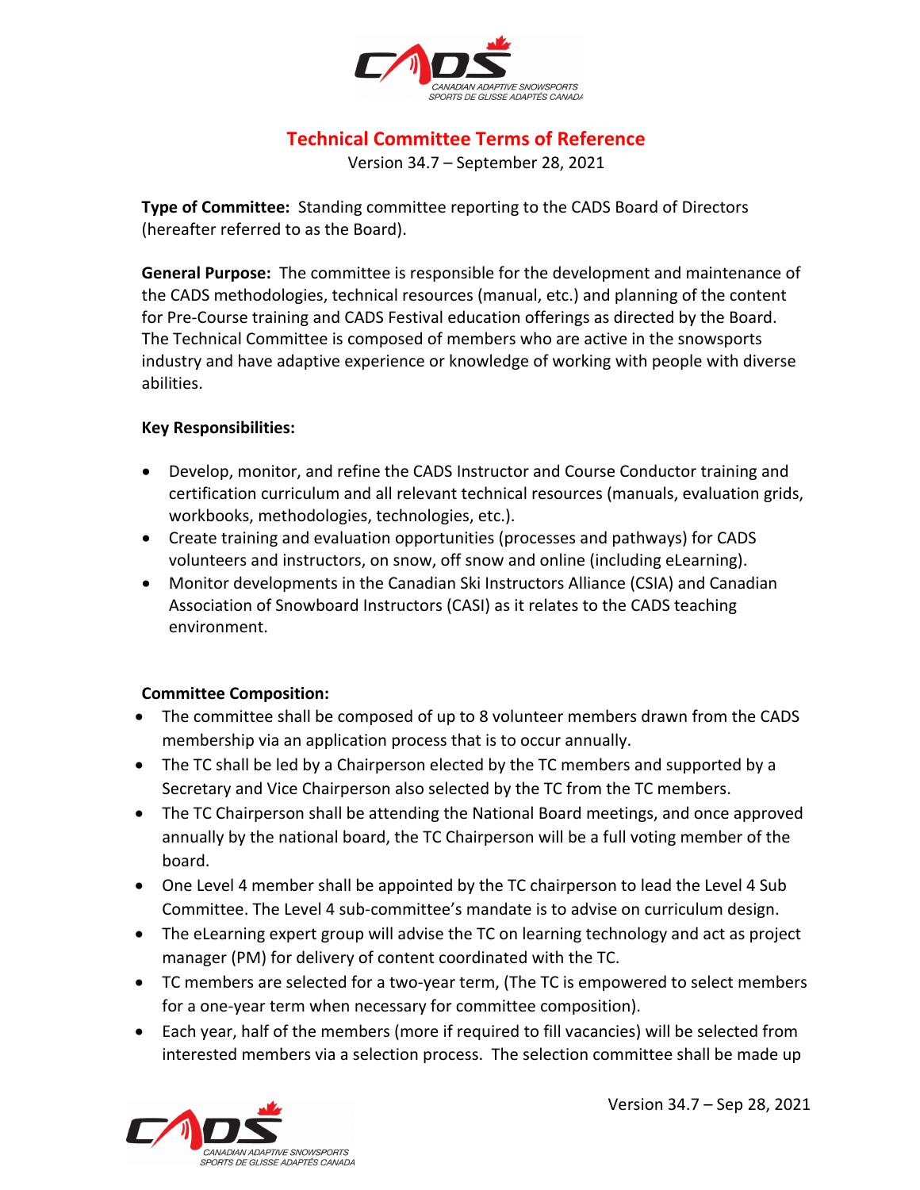# Technical Committee Terms of Reference

Version 34.7 – September 28, 2021

**Type of Committee:** Standing committee reporting to the CADS Board of Directors (hereafter referred to as the Board).

**General Purpose:** The committee is responsible for the development and maintenance of the CADS methodologies, technical resources (manual, etc.) and planning of the content for Pre-Course training and CADS Festival education offerings as directed by the Board. The Technical Committee is composed of members who are active in the snowsports industry and have adaptive experience or knowledge of working with people with diverse abilities.

**Key Responsibilities:**

- Develop, monitor, and refine the CADS Instructor and Course Conductor training and certification curriculum and all relevant technical resources (manuals, evaluation grids, workbooks, methodologies, technologies, etc.).
- Create training and evaluation opportunities (processes and pathways) for CADS volunteers and instructors, on snow, off snow and online (including eLearning).
- Monitor developments in the Canadian Ski Instructors Alliance (CSIA) and Canadian Association of Snowboard Instructors (CASI) as it relates to the CADS teaching environment.

**Committee Composition:**

- The committee shall be composed of up to 8 volunteer members drawn from the CADS membership via an application process that is to occur annually.
- The TC shall be led by a Chairperson elected by the TC members and supported by a Secretary and Vice Chairperson also selected by the TC from the TC members.
- The TC Chairperson shall be attending the National Board meetings, and once approved annually by the national board, the TC Chairperson will be a full voting member of the board.
- One Level 4 member shall be appointed by the TC chairperson to lead the Level 4 Sub Committee. The Level 4 sub-committee's mandate is to advise on curriculum design.
- The eLearning expert group will advise the TC on learning technology and act as project manager (PM) for delivery of content coordinated with the TC.
- TC members are selected for a two-year term, (The TC is empowered to select members for a one-year term when necessary for committee composition).
- Each year, half of the members (more if required to fill vacancies) will be selected from interested members via a selection process. The selection committee shall be made up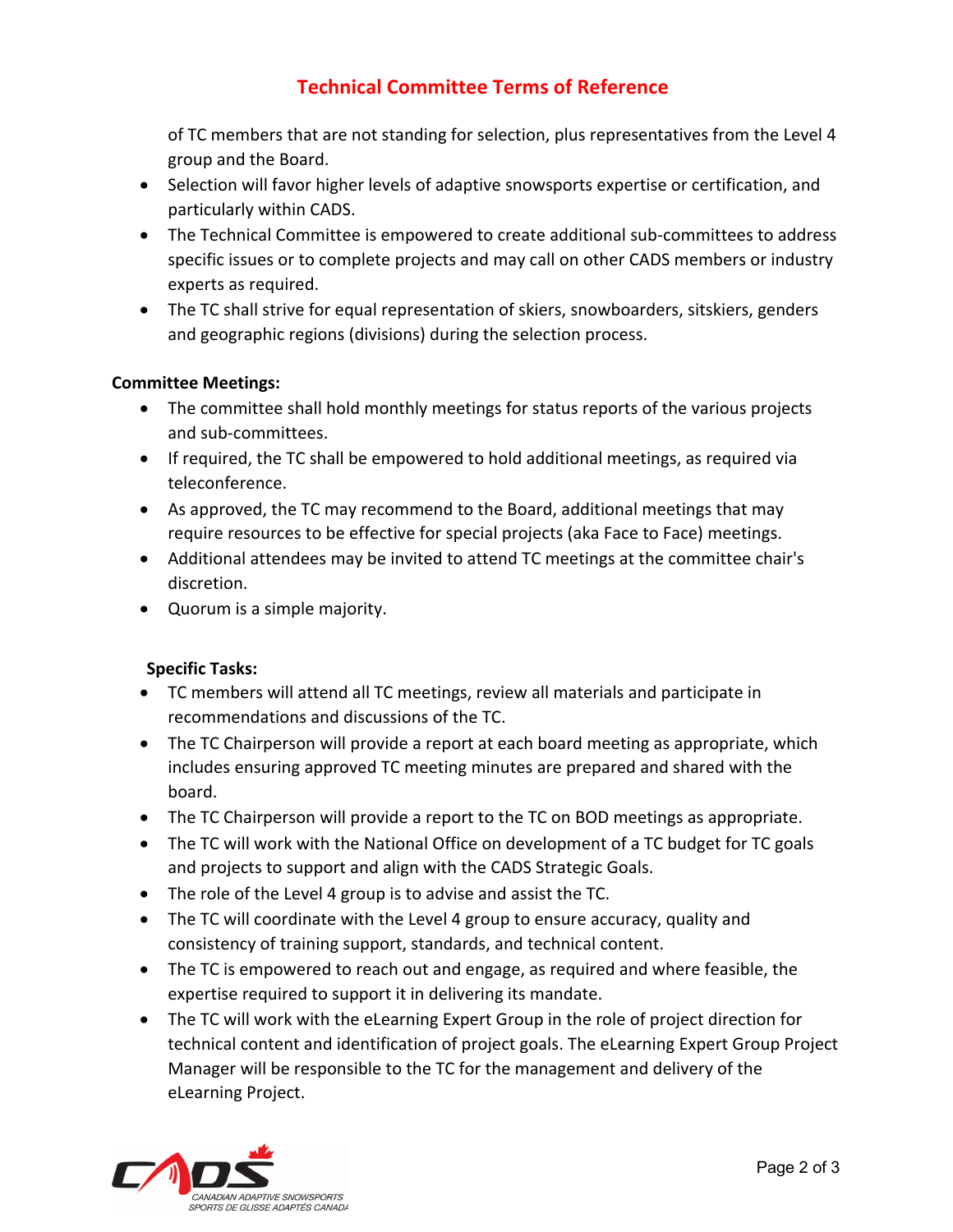of TC members that are not standing for selection, plus representatives from the Level 4 group and the Board.

- Selection will favor higher levels of adaptive snowsports expertise or certification, and particularly within CADS.
- The Technical Committee is empowered to create additional sub-committees to address specific issues or to complete projects and may call on other CADS members or industry experts as required.
- The TC shall strive for equal representation of skiers, snowboarders, sitskiers, genders and geographic regions (divisions) during the selection process.

**Committee Meetings:**

- The committee shall hold monthly meetings for status reports of the various projects and sub-committees.
- If required, the TC shall be empowered to hold additional meetings, as required via teleconference.
- As approved, the TC may recommend to the Board, additional meetings that may require resources to be effective for special projects (aka Face to Face) meetings.
- Additional attendees may be invited to attend TC meetings at the committee chair's discretion.
- Quorum is a simple majority.

**Specific Tasks:**

- TC members will attend all TC meetings, review all materials and participate in recommendations and discussions of the TC.
- The TC Chairperson will provide a report at each board meeting as appropriate, which includes ensuring approved TC meeting minutes are prepared and shared with the board.
- The TC Chairperson will provide a report to the TC on BOD meetings as appropriate.
- The TC will work with the National Office on development of a TC budget for TC goals and projects to support and align with the CADS Strategic Goals.
- The role of the Level 4 group is to advise and assist the TC.
- The TC will coordinate with the Level 4 group to ensure accuracy, quality and consistency of training support, standards, and technical content.
- The TC is empowered to reach out and engage, as required and where feasible, the expertise required to support it in delivering its mandate.
- The TC will work with the eLearning Expert Group in the role of project direction for technical content and identification of project goals. The eLearning Expert Group Project Manager will be responsible to the TC for the management and delivery of the eLearning Project.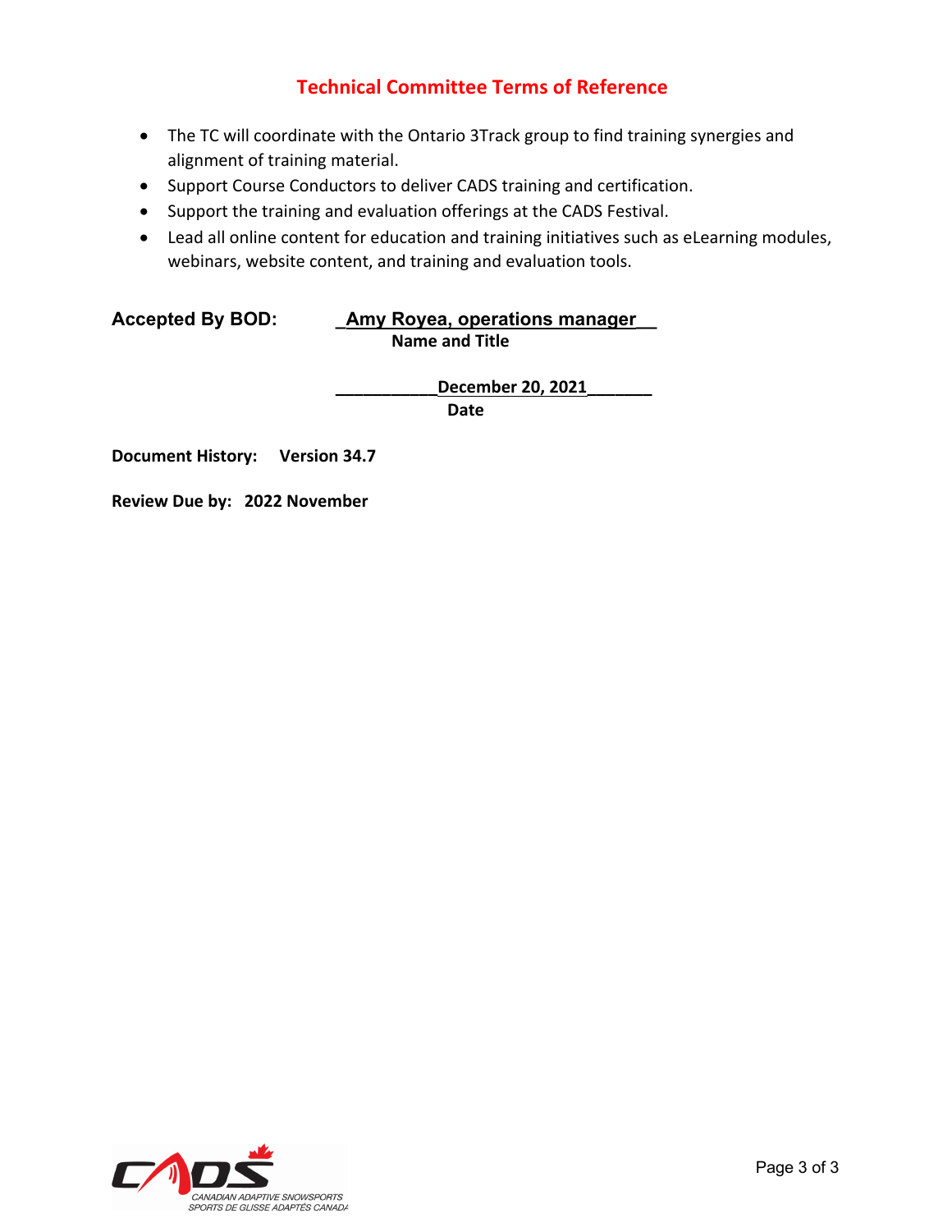## Technical Committee Terms of Reference

- The TC will coordinate with the Ontario 3Track group to find training synergies and alignment of training material.
- Support Course Conductors to deliver CADS training and certification.
- Support the training and evaluation offerings at the CADS Festival.
- Lead all online content for education and training initiatives such as eLearning modules, webinars, website content, and training and evaluation tools.

**Accepted By BOD:** _Amy Royea, operations manager__
**Name and Title**

___________December 20, 2021_______
**Date**

**Document History:** **Version 34.7**

**Review Due by:** **2022 November**